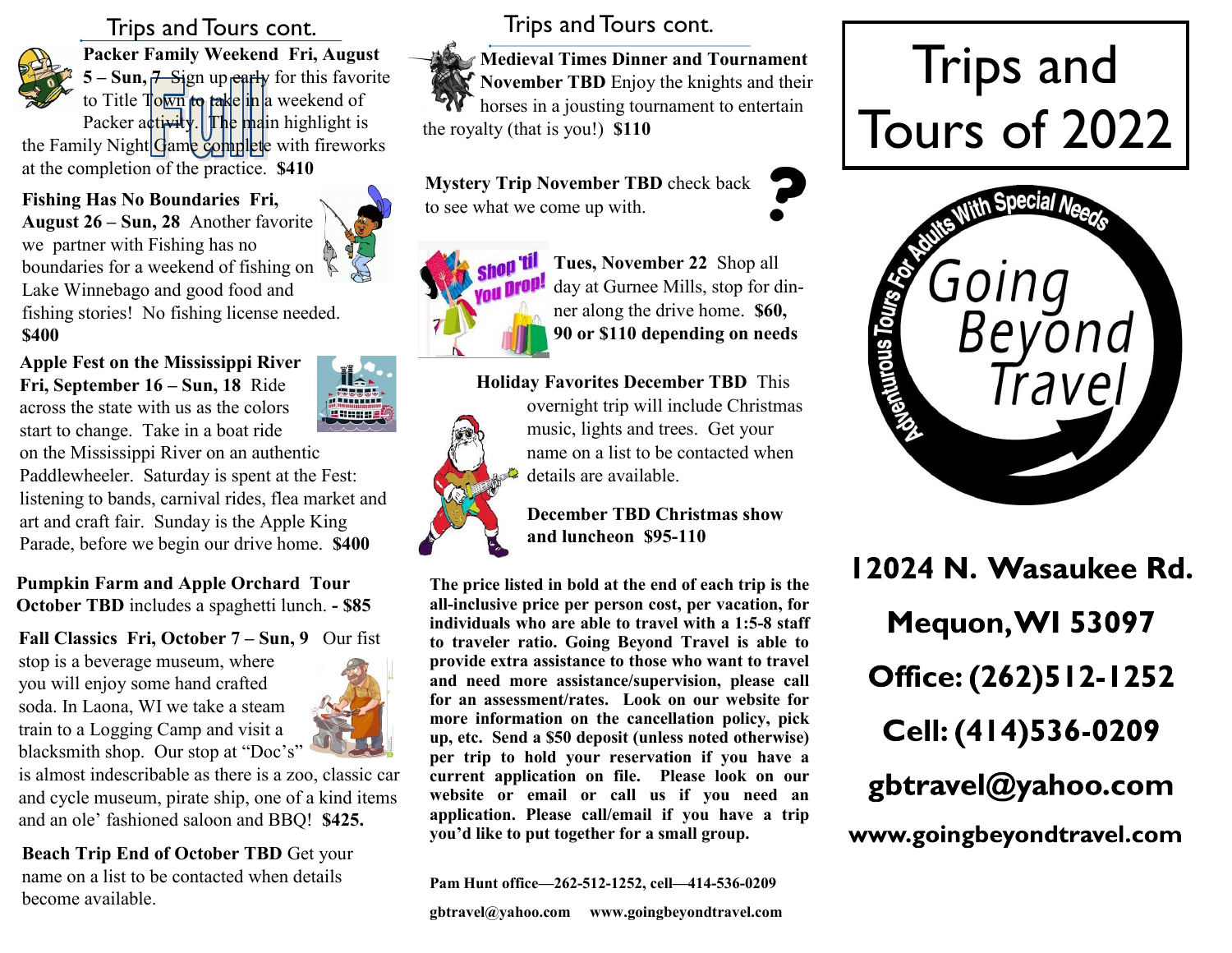## Trips and Tours cont.

**Packer Family Weekend Fri, August 5 – Sun, 7** Sign up early for this favorite to Title Town to take in a weekend of Packer activity. The main highlight is the Family Night Game complete with fireworks at the completion of the practice. **$410**

Full

**Fishing Has No Boundaries Fri, August 26 – Sun, 28** Another favorite we partner with Fishing has no boundaries for a weekend of fishing on Lake Winnebago and good food and fishing stories! No fishing license needed. **$400**

**Apple Fest on the Mississippi River Fri, September 16 – Sun, 18** Ride across the state with us as the colors start to change. Take in a boat ride on the Mississippi River on an authentic Paddlewheeler. Saturday is spent at the Fest: listening to bands, carnival rides, flea market and art and craft fair. Sunday is the Apple King Parade, before we begin our drive home. **$400**

**Pumpkin Farm and Apple Orchard Tour October TBD** includes a spaghetti lunch. **- $85**

**Fall Classics Fri, October 7 – Sun, 9** Our fist stop is a beverage museum, where you will enjoy some hand crafted soda. In Laona, WI we take a steam train to a Logging Camp and visit a blacksmith shop. Our stop at "Doc's" is almost indescribable as there is a zoo, classic car and cycle museum, pirate ship, one of a kind items and an ole' fashioned saloon and BBQ! **$425.**

**Beach Trip End of October TBD** Get your name on a list to be contacted when details become available.

## Trips and Tours cont.

**Medieval Times Dinner and Tournament November TBD** Enjoy the knights and their horses in a jousting tournament to entertain the royalty (that is you!) **$110**

**Mystery Trip November TBD** check back to see what we come up with.

Shop 'til You Drop!

**Tues, November 22** Shop all day at Gurnee Mills, stop for dinner along the drive home. **$60, 90 or $110 depending on needs**

**Holiday Favorites December TBD** This overnight trip will include Christmas music, lights and trees. Get your name on a list to be contacted when details are available.

**December TBD Christmas show and luncheon $95-110**

**The price listed in bold at the end of each trip is the all-inclusive price per person cost, per vacation, for individuals who are able to travel with a 1:5-8 staff to traveler ratio. Going Beyond Travel is able to provide extra assistance to those who want to travel and need more assistance/supervision, please call for an assessment/rates. Look on our website for more information on the cancellation policy, pick up, etc. Send a $50 deposit (unless noted otherwise) per trip to hold your reservation if you have a current application on file. Please look on our website or email or call us if you need an application. Please call/email if you have a trip you'd like to put together for a small group.**

**Pam Hunt office—262-512-1252, cell—414-536-0209**

**gbtravel@yahoo.com www.goingbeyondtravel.com**

# Trips and Tours of 2022

Adventurous Tours For Adults With Special Needs

Going Beyond Travel

**12024 N. Wasaukee Rd.**

**Mequon, WI 53097**

**Office: (262)512-1252**

**Cell: (414)536-0209**

**gbtravel@yahoo.com**

**www.goingbeyondtravel.com**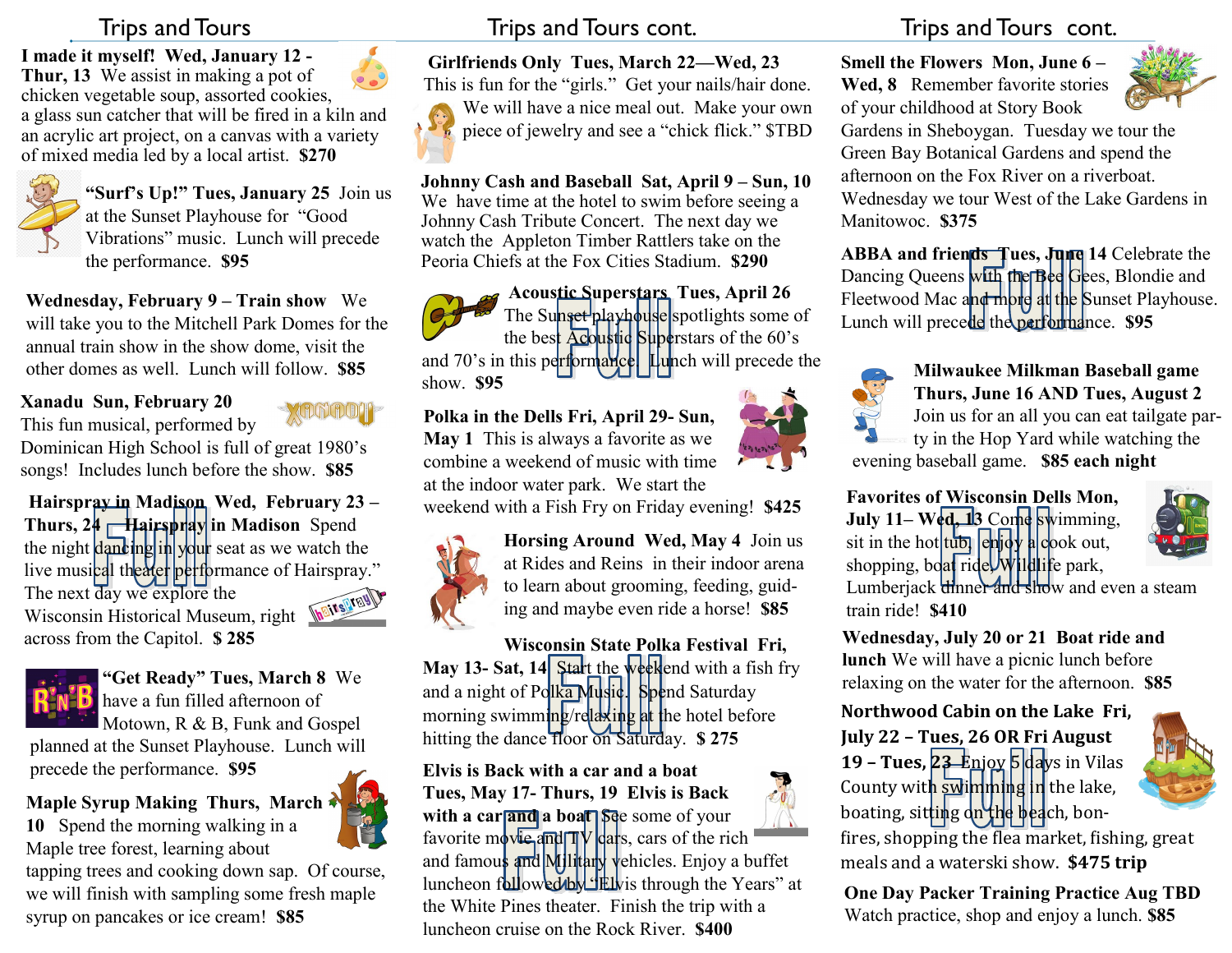## Trips and Tours

**I made it myself! Wed, January 12 - Thur, 13** We assist in making a pot of chicken vegetable soup, assorted cookies, a glass sun catcher that will be fired in a kiln and an acrylic art project, on a canvas with a variety of mixed media led by a local artist. **$270**

**"Surf's Up!" Tues, January 25** Join us at the Sunset Playhouse for "Good Vibrations" music. Lunch will precede the performance. **$95**

**Wednesday, February 9 – Train show** We will take you to the Mitchell Park Domes for the annual train show in the show dome, visit the other domes as well. Lunch will follow. **$85**

**Xanadu Sun, February 20**
This fun musical, performed by Dominican High School is full of great 1980's songs! Includes lunch before the show. **$85**

**Hairspray in Madison Wed, February 23 – Thurs, 24** Hairspray in Madison Spend the night dancing in your seat as we watch the live musical theater performance of Hairspray." The next day we explore the Wisconsin Historical Museum, right across from the Capitol. **$ 285**

FULL

**"Get Ready" Tues, March 8** We have a fun filled afternoon of Motown, R & B, Funk and Gospel planned at the Sunset Playhouse. Lunch will precede the performance. **$95**

**Maple Syrup Making Thurs, March 10** Spend the morning walking in a Maple tree forest, learning about tapping trees and cooking down sap. Of course, we will finish with sampling some fresh maple syrup on pancakes or ice cream! **$85**

## Trips and Tours cont.

**Girlfriends Only Tues, March 22—Wed, 23**
This is fun for the "girls." Get your nails/hair done. We will have a nice meal out. Make your own piece of jewelry and see a "chick flick." $TBD

**Johnny Cash and Baseball Sat, April 9 – Sun, 10**
We have time at the hotel to swim before seeing a Johnny Cash Tribute Concert. The next day we watch the Appleton Timber Rattlers take on the Peoria Chiefs at the Fox Cities Stadium. **$290**

**Acoustic Superstars Tues, April 26**
The Sunset playhouse spotlights some of the best Acoustic Superstars of the 60's and 70's in this performance. Lunch will precede the show. **$95**

FULL

**Polka in the Dells Fri, April 29- Sun, May 1** This is always a favorite as we combine a weekend of music with time at the indoor water park. We start the weekend with a Fish Fry on Friday evening! **$425**

**Horsing Around Wed, May 4** Join us at Rides and Reins in their indoor arena to learn about grooming, feeding, guiding and maybe even ride a horse! **$85**

**Wisconsin State Polka Festival Fri, May 13- Sat, 14** Start the weekend with a fish fry and a night of Polka Music. Spend Saturday morning swimming/relaxing at the hotel before hitting the dance floor on Saturday. **$ 275**

FULL

**Elvis is Back with a car and a boat Tues, May 17- Thurs, 19 Elvis is Back with a car and a boat** See some of your favorite movie and TV cars, cars of the rich and famous and Military vehicles. Enjoy a buffet luncheon followed by "Elvis through the Years" at the White Pines theater. Finish the trip with a luncheon cruise on the Rock River. **$400**

FULL

## Trips and Tours cont.

**Smell the Flowers Mon, June 6 – Wed, 8** Remember favorite stories of your childhood at Story Book Gardens in Sheboygan. Tuesday we tour the Green Bay Botanical Gardens and spend the afternoon on the Fox River on a riverboat. Wednesday we tour West of the Lake Gardens in Manitowoc. **$375**

**ABBA and friends Tues, June 14** Celebrate the Dancing Queens with the Bee Gees, Blondie and Fleetwood Mac and more at the Sunset Playhouse. Lunch will precede the performance. **$95**

FULL

**Milwaukee Milkman Baseball game Thurs, June 16 AND Tues, August 2**
Join us for an all you can eat tailgate party in the Hop Yard while watching the evening baseball game. **$85 each night**

**Favorites of Wisconsin Dells Mon, July 11– Wed, 13** Come swimming, sit in the hot tub, enjoy a cook out, shopping, boat ride, Wildlife park, Lumberjack dinner and show and even a steam train ride! **$410**

FULL

**Wednesday, July 20 or 21 Boat ride and lunch** We will have a picnic lunch before relaxing on the water for the afternoon. **$85**

**Northwood Cabin on the Lake Fri, July 22 – Tues, 26 OR Fri August 19 – Tues, 23** Enjoy 5 days in Vilas County with swimming in the lake, boating, sitting on the beach, bonfires, shopping the flea market, fishing, great meals and a waterski show. **$475 trip**

FULL

**One Day Packer Training Practice Aug TBD**
Watch practice, shop and enjoy a lunch. **$85**